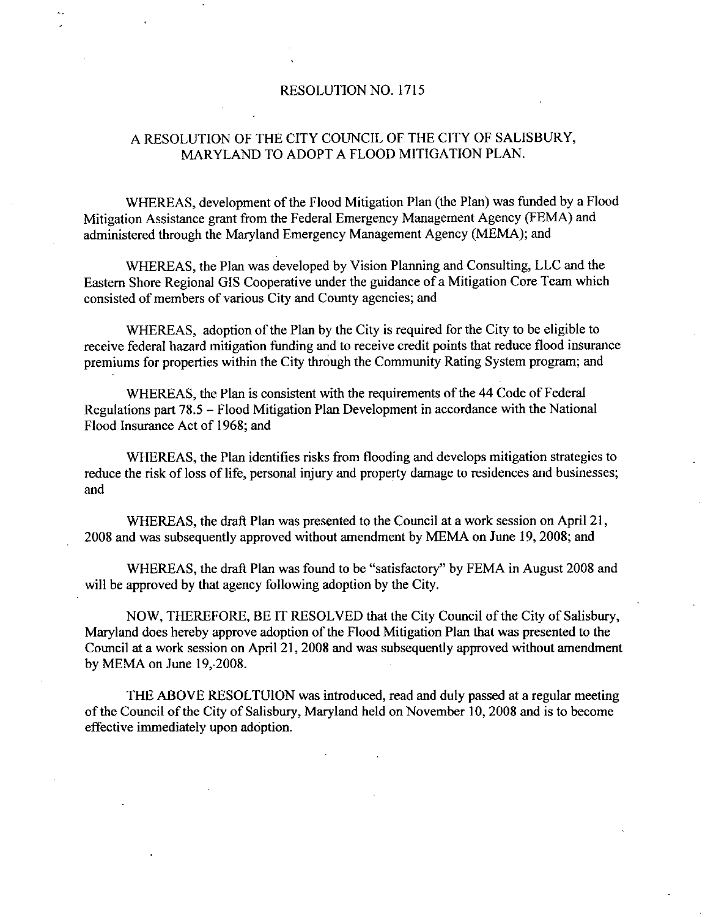# RESOLUTION NO. 1715

## A RESOLUTION OF THE CITY COUNCIL OF THE CITY OF SALISBURY, MARYLAND TO ADOPT A FLOOD MITIGATION PLAN.

WHEREAS, development of the Flood Mitigation Plan (the Plan) was funded by a Flood Mitigation Assistance grant from the Federal Emergency Management Agency (FEMA) and administered through the Maryland Emergency Management Agency (MEMA); and

WHEREAS, the Plan was developed by Vision Planning and Consulting, LLC and the Eastern Shore Regional GIS Cooperative under the guidance of a Mitigation Core Team which consisted of members of various City and County agencies; and

WHEREAS, adoption of the Plan by the City is required for the City to be eligible to receive federal hazard mitigation funding and to receive credit points that reduce flood insurance premiums for properties within the City through the Community Rating System program; and

WHEREAS, the Plan is consistent with the requirements of the 44 Code of Federal Regulations part 78.5 – Flood Mitigation Plan Development in accordance with the National Flood Insurance Act of 1968; and

WHEREAS, the Plan identifies risks from flooding and develops mitigation strategies to reduce the risk of loss of life, personal injury and property damage to residences and businesses; and

WHEREAS, the draft Plan was presented to the Council at a work session on April 21, 2008 and was subsequently approved without amendment by MEMA on June 19, 2008; and

WHEREAS, the draft Plan was found to be "satisfactory" by FEMA in August 2008 and will be approved by that agency following adoption by the City.

NOW, THEREFORE, BE IT RESOLVED that the City Council of the City of Salisbury, Maryland does hereby approve adoption of the Flood Mitigation Plan that was presented to the Council at a work session on April 21, 2008 and was subsequently approved without amendment by MEMA on June 19, 2008.

THE ABOVE RESOLTUION was introduced, read and duly passed at a regular meeting of the Council of the City of Salisbury, Maryland held on November 10, 2008 and is to become effective immediately upon adoption.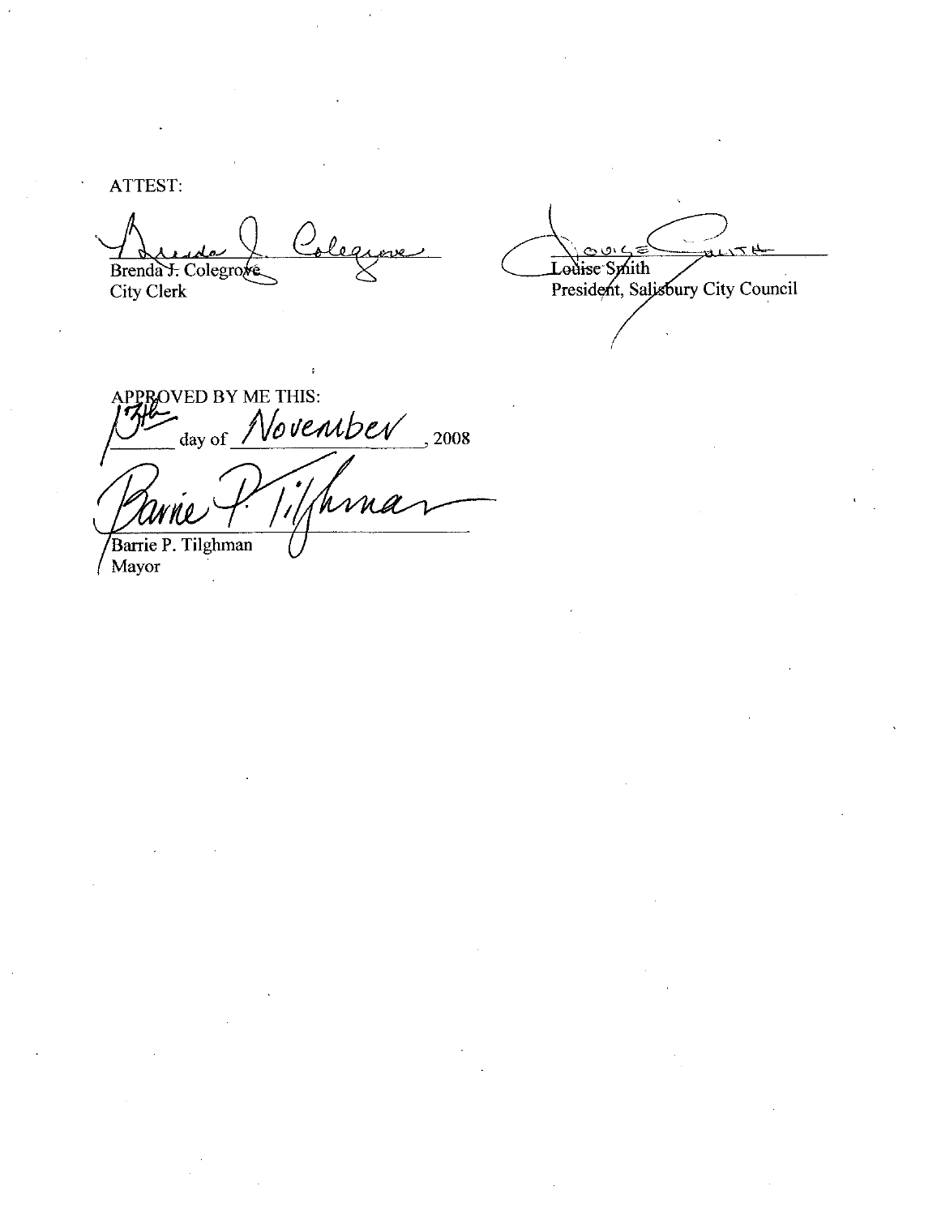ATTEST:

Brenda J. Colegrove
City Clerk

Louise Smith
President, Salisbury City Council

APPROVED BY ME THIS:

13th day of November, 2008

Barrie P. Tilghman
Mayor